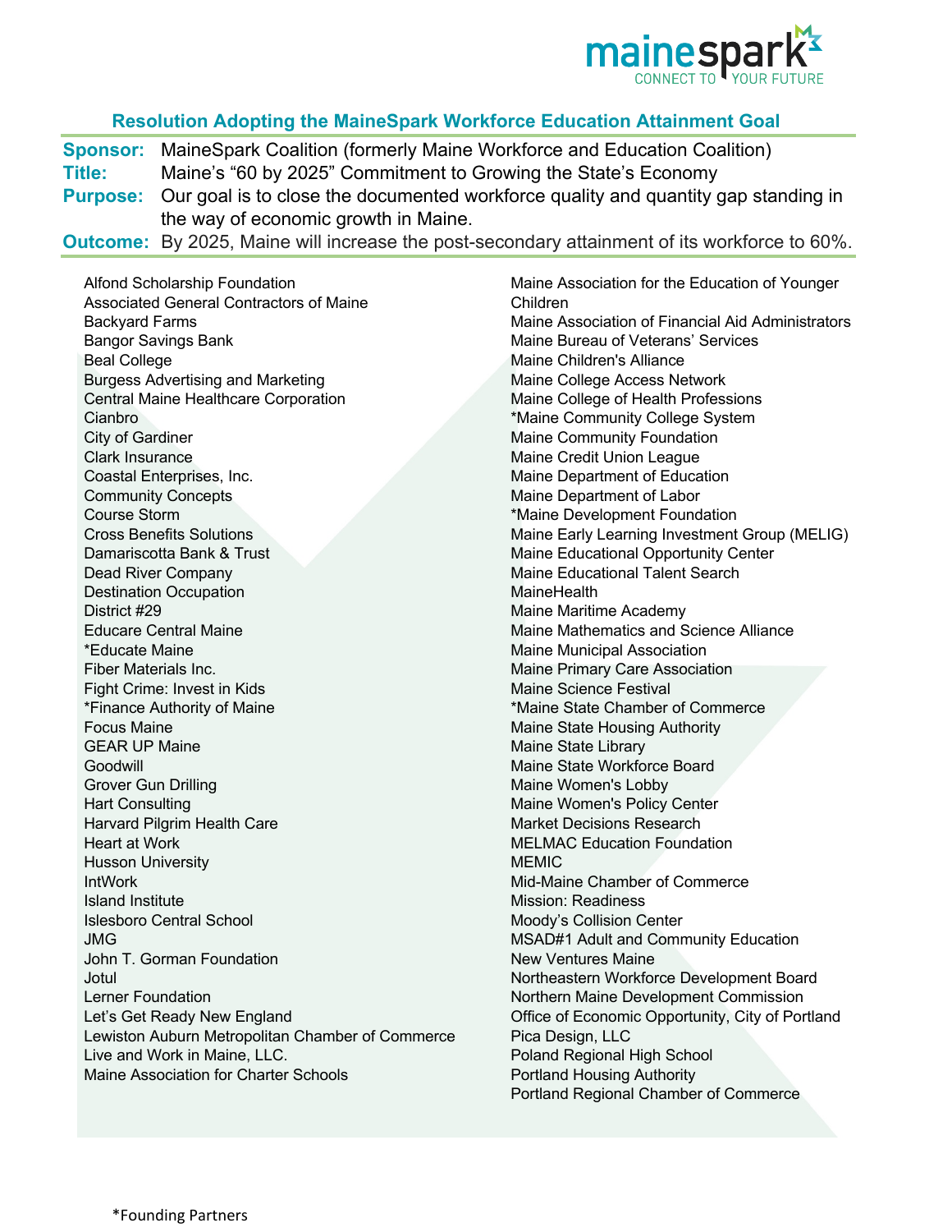# Resolution Adopting the MaineSpark Workforce Education Attainment Goal

**Sponsor:** MaineSpark Coalition (formerly Maine Workforce and Education Coalition)

**Title:** Maine's "60 by 2025" Commitment to Growing the State's Economy

**Purpose:** Our goal is to close the documented workforce quality and quantity gap standing in the way of economic growth in Maine.

**Outcome:** By 2025, Maine will increase the post-secondary attainment of its workforce to 60%.

Alfond Scholarship Foundation
Associated General Contractors of Maine
Backyard Farms
Bangor Savings Bank
Beal College
Burgess Advertising and Marketing
Central Maine Healthcare Corporation
Cianbro
City of Gardiner
Clark Insurance
Coastal Enterprises, Inc.
Community Concepts
Course Storm
Cross Benefits Solutions
Damariscotta Bank & Trust
Dead River Company
Destination Occupation
District #29
Educare Central Maine
*Educate Maine
Fiber Materials Inc.
Fight Crime: Invest in Kids
*Finance Authority of Maine
Focus Maine
GEAR UP Maine
Goodwill
Grover Gun Drilling
Hart Consulting
Harvard Pilgrim Health Care
Heart at Work
Husson University
IntWork
Island Institute
Islesboro Central School
JMG
John T. Gorman Foundation
Jotul
Lerner Foundation
Let's Get Ready New England
Lewiston Auburn Metropolitan Chamber of Commerce
Live and Work in Maine, LLC.
Maine Association for Charter Schools
Maine Association for the Education of Younger Children
Maine Association of Financial Aid Administrators
Maine Bureau of Veterans' Services
Maine Children's Alliance
Maine College Access Network
Maine College of Health Professions
*Maine Community College System
Maine Community Foundation
Maine Credit Union League
Maine Department of Education
Maine Department of Labor
*Maine Development Foundation
Maine Early Learning Investment Group (MELIG)
Maine Educational Opportunity Center
Maine Educational Talent Search
MaineHealth
Maine Maritime Academy
Maine Mathematics and Science Alliance
Maine Municipal Association
Maine Primary Care Association
Maine Science Festival
*Maine State Chamber of Commerce
Maine State Housing Authority
Maine State Library
Maine State Workforce Board
Maine Women's Lobby
Maine Women's Policy Center
Market Decisions Research
MELMAC Education Foundation
MEMIC
Mid-Maine Chamber of Commerce
Mission: Readiness
Moody's Collision Center
MSAD#1 Adult and Community Education
New Ventures Maine
Northeastern Workforce Development Board
Northern Maine Development Commission
Office of Economic Opportunity, City of Portland
Pica Design, LLC
Poland Regional High School
Portland Housing Authority
Portland Regional Chamber of Commerce

*Founding Partners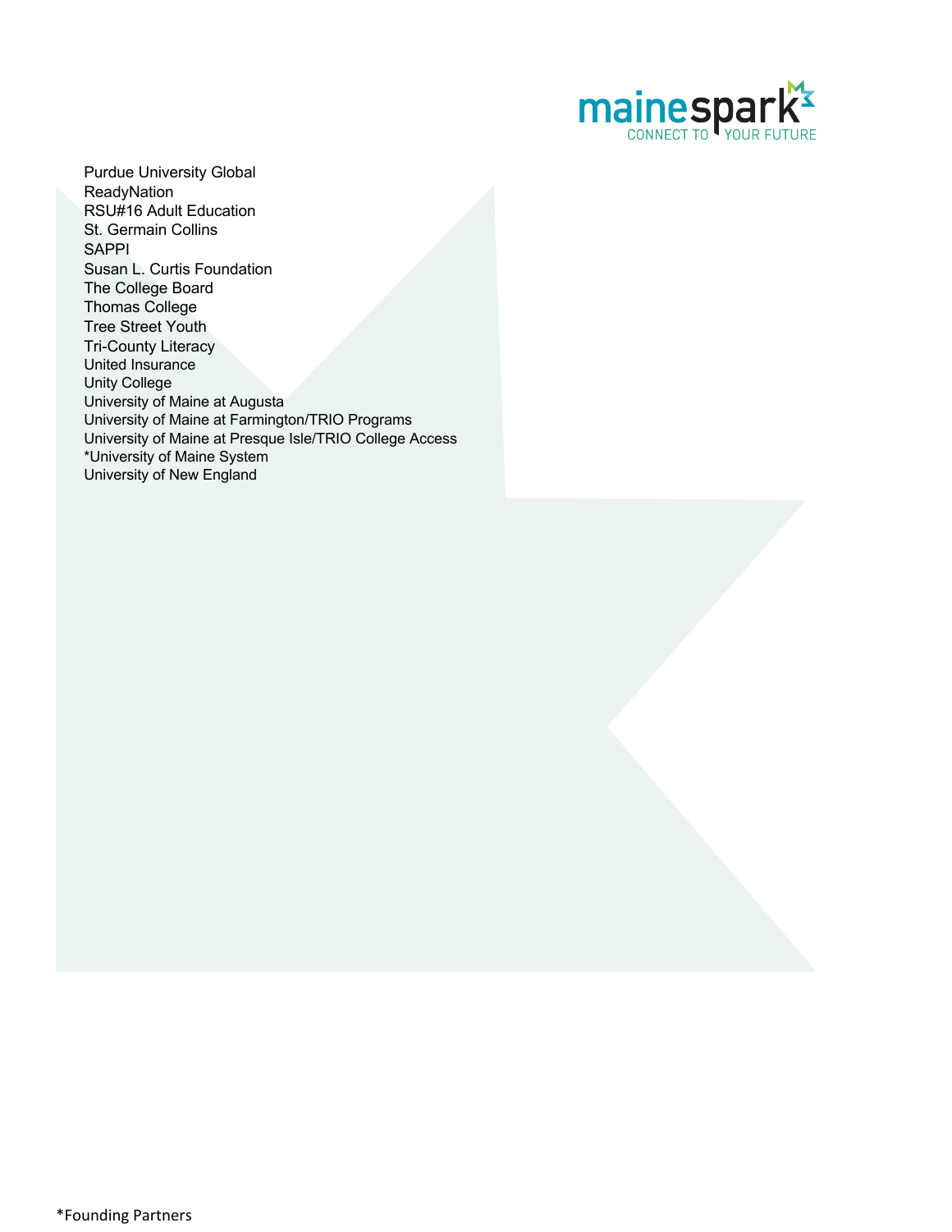Purdue University Global
ReadyNation
RSU#16 Adult Education
St. Germain Collins
SAPPI
Susan L. Curtis Foundation
The College Board
Thomas College
Tree Street Youth
Tri-County Literacy
United Insurance
Unity College
University of Maine at Augusta
University of Maine at Farmington/TRIO Programs
University of Maine at Presque Isle/TRIO College Access
*University of Maine System
University of New England

*Founding Partners